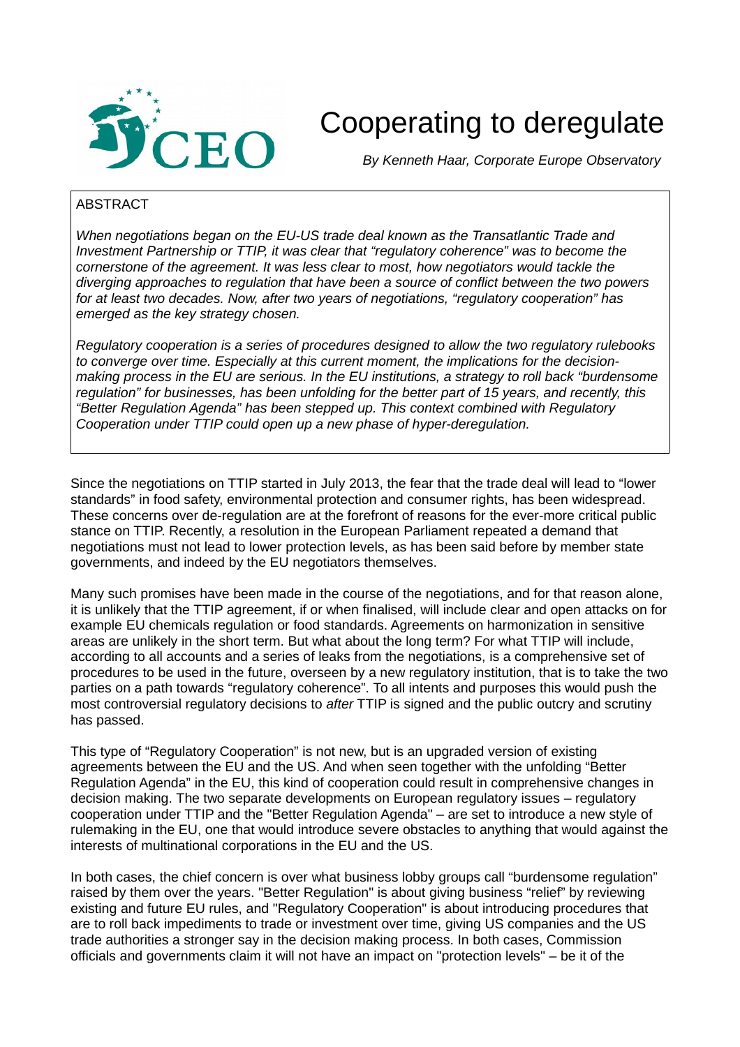CEO

# Cooperating to deregulate

*By Kenneth Haar, Corporate Europe Observatory*

ABSTRACT

*When negotiations began on the EU-US trade deal known as the Transatlantic Trade and Investment Partnership or TTIP, it was clear that "regulatory coherence" was to become the cornerstone of the agreement. It was less clear to most, how negotiators would tackle the diverging approaches to regulation that have been a source of conflict between the two powers for at least two decades. Now, after two years of negotiations, "regulatory cooperation" has emerged as the key strategy chosen.*

*Regulatory cooperation is a series of procedures designed to allow the two regulatory rulebooks to converge over time. Especially at this current moment, the implications for the decision-making process in the EU are serious. In the EU institutions, a strategy to roll back "burdensome regulation" for businesses, has been unfolding for the better part of 15 years, and recently, this "Better Regulation Agenda" has been stepped up. This context combined with Regulatory Cooperation under TTIP could open up a new phase of hyper-deregulation.*

Since the negotiations on TTIP started in July 2013, the fear that the trade deal will lead to "lower standards" in food safety, environmental protection and consumer rights, has been widespread. These concerns over de-regulation are at the forefront of reasons for the ever-more critical public stance on TTIP. Recently, a resolution in the European Parliament repeated a demand that negotiations must not lead to lower protection levels, as has been said before by member state governments, and indeed by the EU negotiators themselves.

Many such promises have been made in the course of the negotiations, and for that reason alone, it is unlikely that the TTIP agreement, if or when finalised, will include clear and open attacks on for example EU chemicals regulation or food standards. Agreements on harmonization in sensitive areas are unlikely in the short term. But what about the long term? For what TTIP will include, according to all accounts and a series of leaks from the negotiations, is a comprehensive set of procedures to be used in the future, overseen by a new regulatory institution, that is to take the two parties on a path towards "regulatory coherence". To all intents and purposes this would push the most controversial regulatory decisions to *after* TTIP is signed and the public outcry and scrutiny has passed.

This type of "Regulatory Cooperation" is not new, but is an upgraded version of existing agreements between the EU and the US. And when seen together with the unfolding "Better Regulation Agenda" in the EU, this kind of cooperation could result in comprehensive changes in decision making. The two separate developments on European regulatory issues – regulatory cooperation under TTIP and the "Better Regulation Agenda" – are set to introduce a new style of rulemaking in the EU, one that would introduce severe obstacles to anything that would against the interests of multinational corporations in the EU and the US.

In both cases, the chief concern is over what business lobby groups call "burdensome regulation" raised by them over the years. "Better Regulation" is about giving business "relief" by reviewing existing and future EU rules, and "Regulatory Cooperation" is about introducing procedures that are to roll back impediments to trade or investment over time, giving US companies and the US trade authorities a stronger say in the decision making process. In both cases, Commission officials and governments claim it will not have an impact on "protection levels" – be it of the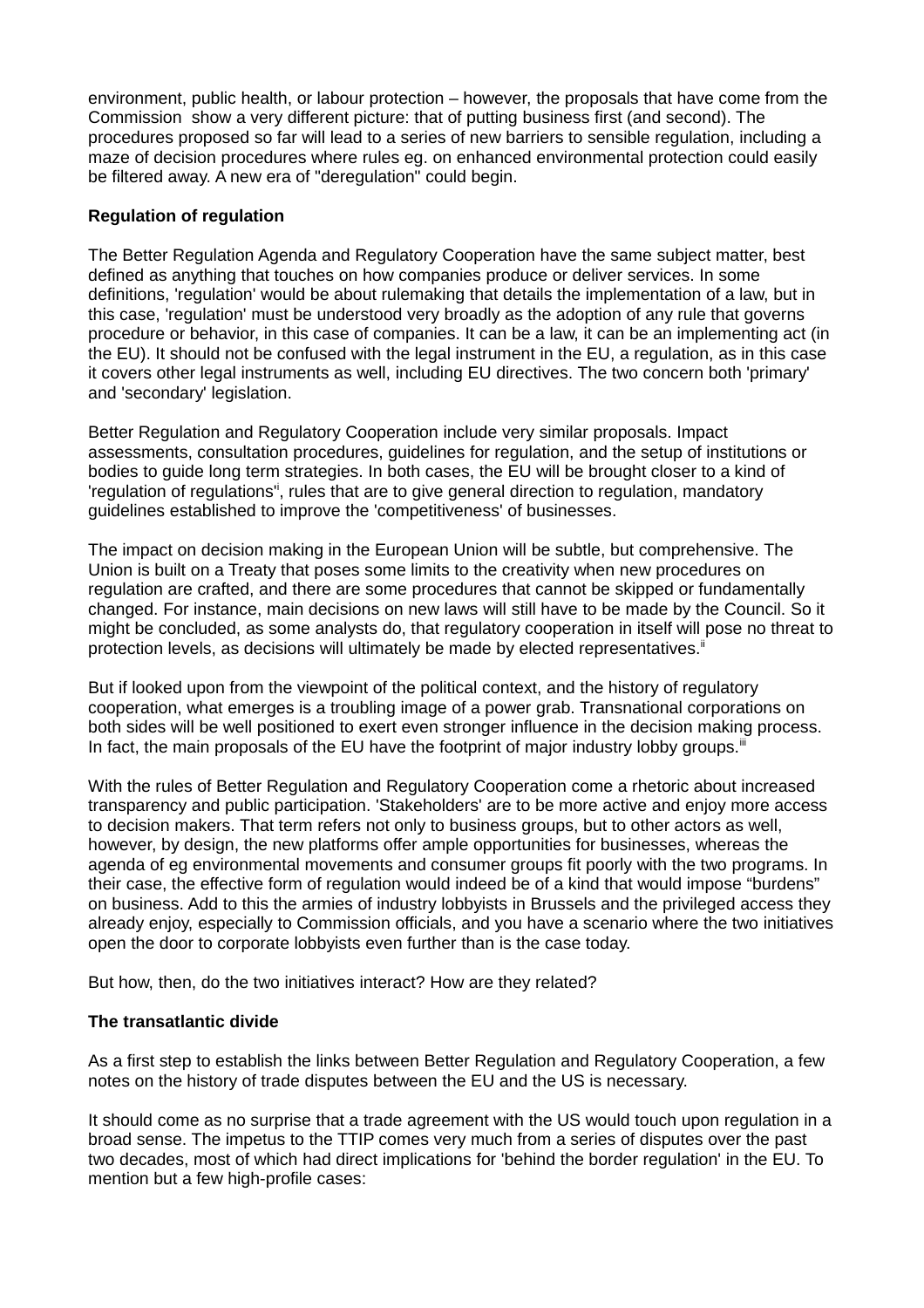environment, public health, or labour protection – however, the proposals that have come from the Commission show a very different picture: that of putting business first (and second). The procedures proposed so far will lead to a series of new barriers to sensible regulation, including a maze of decision procedures where rules eg. on enhanced environmental protection could easily be filtered away. A new era of "deregulation" could begin.

**Regulation of regulation**

The Better Regulation Agenda and Regulatory Cooperation have the same subject matter, best defined as anything that touches on how companies produce or deliver services. In some definitions, 'regulation' would be about rulemaking that details the implementation of a law, but in this case, 'regulation' must be understood very broadly as the adoption of any rule that governs procedure or behavior, in this case of companies. It can be a law, it can be an implementing act (in the EU). It should not be confused with the legal instrument in the EU, a regulation, as in this case it covers other legal instruments as well, including EU directives. The two concern both 'primary' and 'secondary' legislation.

Better Regulation and Regulatory Cooperation include very similar proposals. Impact assessments, consultation procedures, guidelines for regulation, and the setup of institutions or bodies to guide long term strategies. In both cases, the EU will be brought closer to a kind of 'regulation of regulations'[i], rules that are to give general direction to regulation, mandatory guidelines established to improve the 'competitiveness' of businesses.

The impact on decision making in the European Union will be subtle, but comprehensive. The Union is built on a Treaty that poses some limits to the creativity when new procedures on regulation are crafted, and there are some procedures that cannot be skipped or fundamentally changed. For instance, main decisions on new laws will still have to be made by the Council. So it might be concluded, as some analysts do, that regulatory cooperation in itself will pose no threat to protection levels, as decisions will ultimately be made by elected representatives.[ii]

But if looked upon from the viewpoint of the political context, and the history of regulatory cooperation, what emerges is a troubling image of a power grab. Transnational corporations on both sides will be well positioned to exert even stronger influence in the decision making process. In fact, the main proposals of the EU have the footprint of major industry lobby groups.[iii]

With the rules of Better Regulation and Regulatory Cooperation come a rhetoric about increased transparency and public participation. 'Stakeholders' are to be more active and enjoy more access to decision makers. That term refers not only to business groups, but to other actors as well, however, by design, the new platforms offer ample opportunities for businesses, whereas the agenda of eg environmental movements and consumer groups fit poorly with the two programs. In their case, the effective form of regulation would indeed be of a kind that would impose "burdens" on business. Add to this the armies of industry lobbyists in Brussels and the privileged access they already enjoy, especially to Commission officials, and you have a scenario where the two initiatives open the door to corporate lobbyists even further than is the case today.

But how, then, do the two initiatives interact? How are they related?

**The transatlantic divide**

As a first step to establish the links between Better Regulation and Regulatory Cooperation, a few notes on the history of trade disputes between the EU and the US is necessary.

It should come as no surprise that a trade agreement with the US would touch upon regulation in a broad sense. The impetus to the TTIP comes very much from a series of disputes over the past two decades, most of which had direct implications for 'behind the border regulation' in the EU. To mention but a few high-profile cases: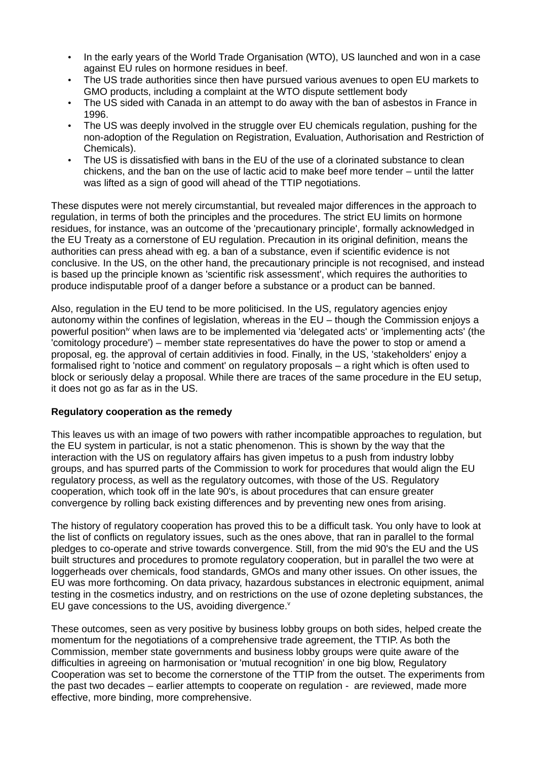- In the early years of the World Trade Organisation (WTO), US launched and won in a case against EU rules on hormone residues in beef.
- The US trade authorities since then have pursued various avenues to open EU markets to GMO products, including a complaint at the WTO dispute settlement body
- The US sided with Canada in an attempt to do away with the ban of asbestos in France in 1996.
- The US was deeply involved in the struggle over EU chemicals regulation, pushing for the non-adoption of the Regulation on Registration, Evaluation, Authorisation and Restriction of Chemicals).
- The US is dissatisfied with bans in the EU of the use of a clorinated substance to clean chickens, and the ban on the use of lactic acid to make beef more tender – until the latter was lifted as a sign of good will ahead of the TTIP negotiations.

These disputes were not merely circumstantial, but revealed major differences in the approach to regulation, in terms of both the principles and the procedures. The strict EU limits on hormone residues, for instance, was an outcome of the 'precautionary principle', formally acknowledged in the EU Treaty as a cornerstone of EU regulation. Precaution in its original definition, means the authorities can press ahead with eg. a ban of a substance, even if scientific evidence is not conclusive. In the US, on the other hand, the precautionary principle is not recognised, and instead is based up the principle known as 'scientific risk assessment', which requires the authorities to produce indisputable proof of a danger before a substance or a product can be banned.

Also, regulation in the EU tend to be more politicised. In the US, regulatory agencies enjoy autonomy within the confines of legislation, whereas in the EU – though the Commission enjoys a powerful position[iv] when laws are to be implemented via 'delegated acts' or 'implementing acts' (the 'comitology procedure') – member state representatives do have the power to stop or amend a proposal, eg. the approval of certain additivies in food. Finally, in the US, 'stakeholders' enjoy a formalised right to 'notice and comment' on regulatory proposals – a right which is often used to block or seriously delay a proposal. While there are traces of the same procedure in the EU setup, it does not go as far as in the US.

**Regulatory cooperation as the remedy**

This leaves us with an image of two powers with rather incompatible approaches to regulation, but the EU system in particular, is not a static phenomenon. This is shown by the way that the interaction with the US on regulatory affairs has given impetus to a push from industry lobby groups, and has spurred parts of the Commission to work for procedures that would align the EU regulatory process, as well as the regulatory outcomes, with those of the US. Regulatory cooperation, which took off in the late 90's, is about procedures that can ensure greater convergence by rolling back existing differences and by preventing new ones from arising.

The history of regulatory cooperation has proved this to be a difficult task. You only have to look at the list of conflicts on regulatory issues, such as the ones above, that ran in parallel to the formal pledges to co-operate and strive towards convergence. Still, from the mid 90's the EU and the US built structures and procedures to promote regulatory cooperation, but in parallel the two were at loggerheads over chemicals, food standards, GMOs and many other issues. On other issues, the EU was more forthcoming. On data privacy, hazardous substances in electronic equipment, animal testing in the cosmetics industry, and on restrictions on the use of ozone depleting substances, the EU gave concessions to the US, avoiding divergence.[v]

These outcomes, seen as very positive by business lobby groups on both sides, helped create the momentum for the negotiations of a comprehensive trade agreement, the TTIP. As both the Commission, member state governments and business lobby groups were quite aware of the difficulties in agreeing on harmonisation or 'mutual recognition' in one big blow, Regulatory Cooperation was set to become the cornerstone of the TTIP from the outset. The experiments from the past two decades – earlier attempts to cooperate on regulation - are reviewed, made more effective, more binding, more comprehensive.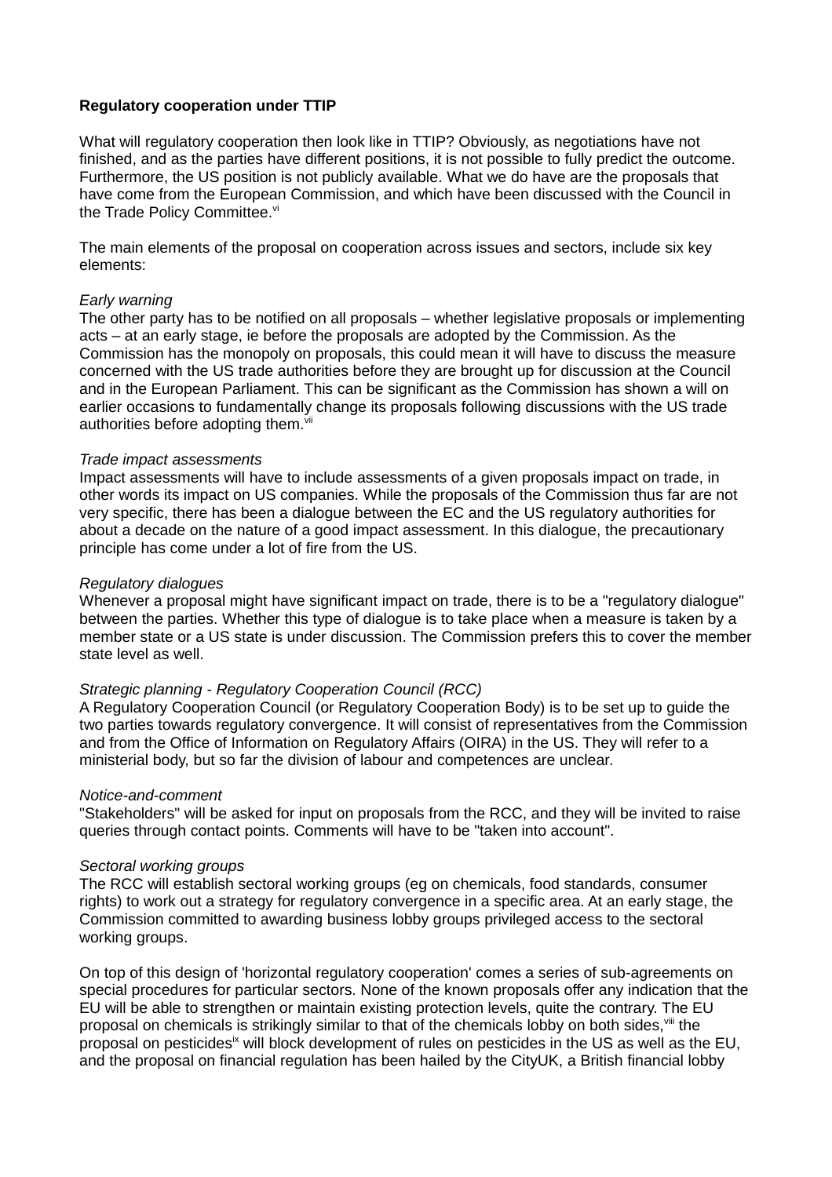**Regulatory cooperation under TTIP**

What will regulatory cooperation then look like in TTIP? Obviously, as negotiations have not finished, and as the parties have different positions, it is not possible to fully predict the outcome. Furthermore, the US position is not publicly available. What we do have are the proposals that have come from the European Commission, and which have been discussed with the Council in the Trade Policy Committee.[vi]

The main elements of the proposal on cooperation across issues and sectors, include six key elements:

*Early warning*
The other party has to be notified on all proposals – whether legislative proposals or implementing acts – at an early stage, ie before the proposals are adopted by the Commission. As the Commission has the monopoly on proposals, this could mean it will have to discuss the measure concerned with the US trade authorities before they are brought up for discussion at the Council and in the European Parliament. This can be significant as the Commission has shown a will on earlier occasions to fundamentally change its proposals following discussions with the US trade authorities before adopting them.[vii]

*Trade impact assessments*
Impact assessments will have to include assessments of a given proposals impact on trade, in other words its impact on US companies. While the proposals of the Commission thus far are not very specific, there has been a dialogue between the EC and the US regulatory authorities for about a decade on the nature of a good impact assessment. In this dialogue, the precautionary principle has come under a lot of fire from the US.

*Regulatory dialogues*
Whenever a proposal might have significant impact on trade, there is to be a "regulatory dialogue" between the parties. Whether this type of dialogue is to take place when a measure is taken by a member state or a US state is under discussion. The Commission prefers this to cover the member state level as well.

*Strategic planning - Regulatory Cooperation Council (RCC)*
A Regulatory Cooperation Council (or Regulatory Cooperation Body) is to be set up to guide the two parties towards regulatory convergence. It will consist of representatives from the Commission and from the Office of Information on Regulatory Affairs (OIRA) in the US. They will refer to a ministerial body, but so far the division of labour and competences are unclear.

*Notice-and-comment*
"Stakeholders" will be asked for input on proposals from the RCC, and they will be invited to raise queries through contact points. Comments will have to be "taken into account".

*Sectoral working groups*
The RCC will establish sectoral working groups (eg on chemicals, food standards, consumer rights) to work out a strategy for regulatory convergence in a specific area. At an early stage, the Commission committed to awarding business lobby groups privileged access to the sectoral working groups.

On top of this design of 'horizontal regulatory cooperation' comes a series of sub-agreements on special procedures for particular sectors. None of the known proposals offer any indication that the EU will be able to strengthen or maintain existing protection levels, quite the contrary. The EU proposal on chemicals is strikingly similar to that of the chemicals lobby on both sides,[viii] the proposal on pesticides[ix] will block development of rules on pesticides in the US as well as the EU, and the proposal on financial regulation has been hailed by the CityUK, a British financial lobby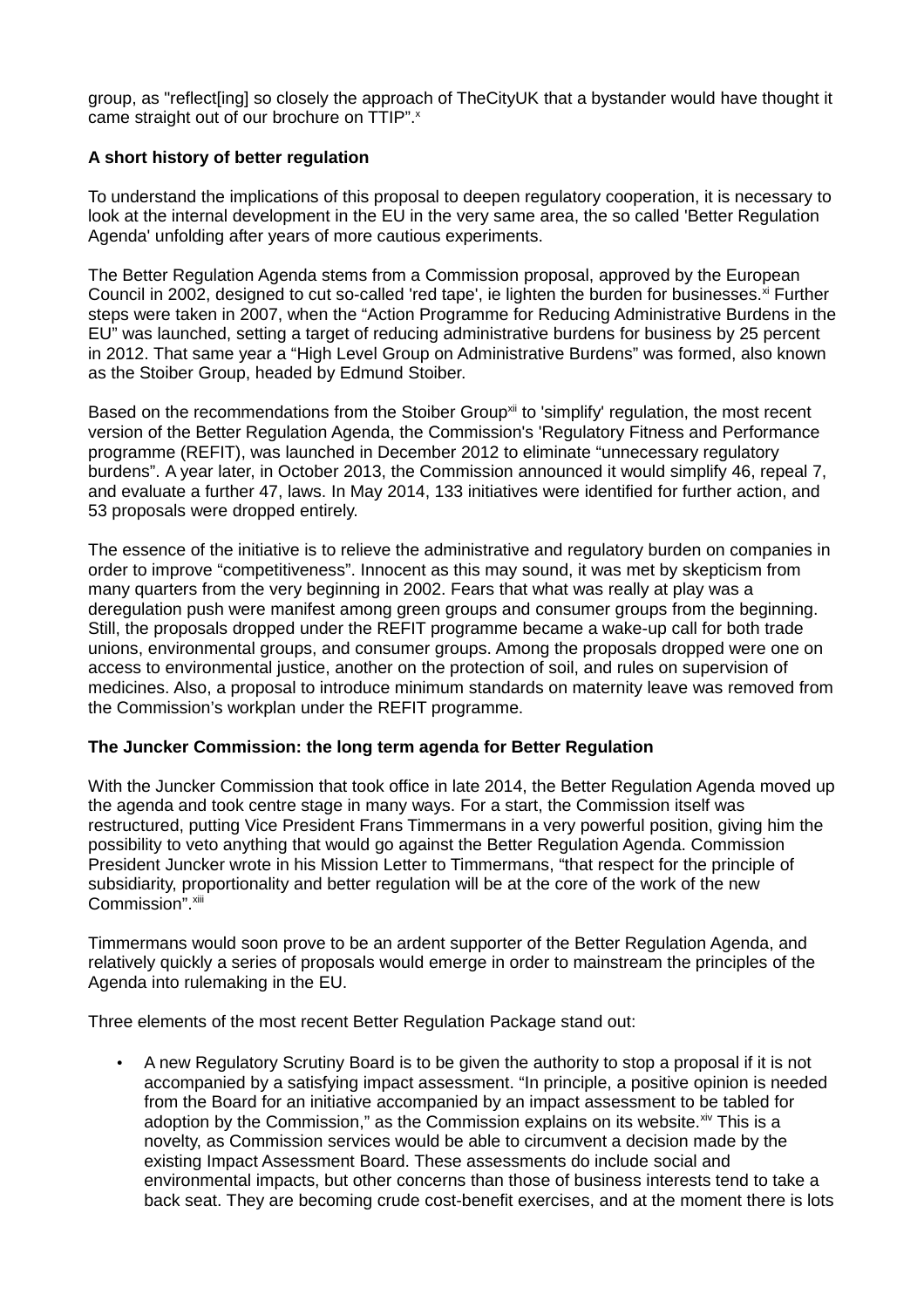group, as "reflect[ing] so closely the approach of TheCityUK that a bystander would have thought it came straight out of our brochure on TTIP".[x]

**A short history of better regulation**

To understand the implications of this proposal to deepen regulatory cooperation, it is necessary to look at the internal development in the EU in the very same area, the so called 'Better Regulation Agenda' unfolding after years of more cautious experiments.

The Better Regulation Agenda stems from a Commission proposal, approved by the European Council in 2002, designed to cut so-called 'red tape', ie lighten the burden for businesses.[xi] Further steps were taken in 2007, when the "Action Programme for Reducing Administrative Burdens in the EU" was launched, setting a target of reducing administrative burdens for business by 25 percent in 2012. That same year a "High Level Group on Administrative Burdens" was formed, also known as the Stoiber Group, headed by Edmund Stoiber.

Based on the recommendations from the Stoiber Group[xii] to 'simplify' regulation, the most recent version of the Better Regulation Agenda, the Commission's 'Regulatory Fitness and Performance programme (REFIT), was launched in December 2012 to eliminate "unnecessary regulatory burdens". A year later, in October 2013, the Commission announced it would simplify 46, repeal 7, and evaluate a further 47, laws. In May 2014, 133 initiatives were identified for further action, and 53 proposals were dropped entirely.

The essence of the initiative is to relieve the administrative and regulatory burden on companies in order to improve "competitiveness". Innocent as this may sound, it was met by skepticism from many quarters from the very beginning in 2002. Fears that what was really at play was a deregulation push were manifest among green groups and consumer groups from the beginning. Still, the proposals dropped under the REFIT programme became a wake-up call for both trade unions, environmental groups, and consumer groups. Among the proposals dropped were one on access to environmental justice, another on the protection of soil, and rules on supervision of medicines. Also, a proposal to introduce minimum standards on maternity leave was removed from the Commission's workplan under the REFIT programme.

**The Juncker Commission: the long term agenda for Better Regulation**

With the Juncker Commission that took office in late 2014, the Better Regulation Agenda moved up the agenda and took centre stage in many ways. For a start, the Commission itself was restructured, putting Vice President Frans Timmermans in a very powerful position, giving him the possibility to veto anything that would go against the Better Regulation Agenda. Commission President Juncker wrote in his Mission Letter to Timmermans, "that respect for the principle of subsidiarity, proportionality and better regulation will be at the core of the work of the new Commission".[xiii]

Timmermans would soon prove to be an ardent supporter of the Better Regulation Agenda, and relatively quickly a series of proposals would emerge in order to mainstream the principles of the Agenda into rulemaking in the EU.

Three elements of the most recent Better Regulation Package stand out:

- A new Regulatory Scrutiny Board is to be given the authority to stop a proposal if it is not accompanied by a satisfying impact assessment. "In principle, a positive opinion is needed from the Board for an initiative accompanied by an impact assessment to be tabled for adoption by the Commission," as the Commission explains on its website.[xiv] This is a novelty, as Commission services would be able to circumvent a decision made by the existing Impact Assessment Board. These assessments do include social and environmental impacts, but other concerns than those of business interests tend to take a back seat. They are becoming crude cost-benefit exercises, and at the moment there is lots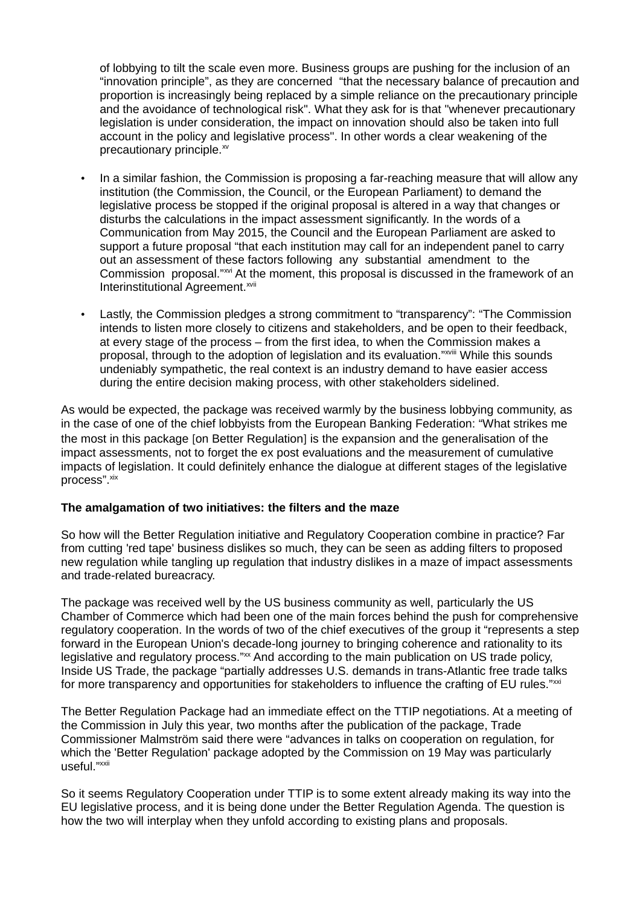of lobbying to tilt the scale even more. Business groups are pushing for the inclusion of an "innovation principle", as they are concerned "that the necessary balance of precaution and proportion is increasingly being replaced by a simple reliance on the precautionary principle and the avoidance of technological risk". What they ask for is that "whenever precautionary legislation is under consideration, the impact on innovation should also be taken into full account in the policy and legislative process". In other words a clear weakening of the precautionary principle.[xv]

- In a similar fashion, the Commission is proposing a far-reaching measure that will allow any institution (the Commission, the Council, or the European Parliament) to demand the legislative process be stopped if the original proposal is altered in a way that changes or disturbs the calculations in the impact assessment significantly. In the words of a Communication from May 2015, the Council and the European Parliament are asked to support a future proposal "that each institution may call for an independent panel to carry out an assessment of these factors following any substantial amendment to the Commission proposal."[xvi] At the moment, this proposal is discussed in the framework of an Interinstitutional Agreement.[xvii]

- Lastly, the Commission pledges a strong commitment to "transparency": "The Commission intends to listen more closely to citizens and stakeholders, and be open to their feedback, at every stage of the process – from the first idea, to when the Commission makes a proposal, through to the adoption of legislation and its evaluation."[xviii] While this sounds undeniably sympathetic, the real context is an industry demand to have easier access during the entire decision making process, with other stakeholders sidelined.

As would be expected, the package was received warmly by the business lobbying community, as in the case of one of the chief lobbyists from the European Banking Federation: "What strikes me the most in this package [on Better Regulation] is the expansion and the generalisation of the impact assessments, not to forget the ex post evaluations and the measurement of cumulative impacts of legislation. It could definitely enhance the dialogue at different stages of the legislative process".[xix]

**The amalgamation of two initiatives: the filters and the maze**

So how will the Better Regulation initiative and Regulatory Cooperation combine in practice? Far from cutting 'red tape' business dislikes so much, they can be seen as adding filters to proposed new regulation while tangling up regulation that industry dislikes in a maze of impact assessments and trade-related bureacracy.

The package was received well by the US business community as well, particularly the US Chamber of Commerce which had been one of the main forces behind the push for comprehensive regulatory cooperation. In the words of two of the chief executives of the group it "represents a step forward in the European Union's decade-long journey to bringing coherence and rationality to its legislative and regulatory process."[xx] And according to the main publication on US trade policy, Inside US Trade, the package "partially addresses U.S. demands in trans-Atlantic free trade talks for more transparency and opportunities for stakeholders to influence the crafting of EU rules."[xxi]

The Better Regulation Package had an immediate effect on the TTIP negotiations. At a meeting of the Commission in July this year, two months after the publication of the package, Trade Commissioner Malmström said there were "advances in talks on cooperation on regulation, for which the 'Better Regulation' package adopted by the Commission on 19 May was particularly useful."[xxii]

So it seems Regulatory Cooperation under TTIP is to some extent already making its way into the EU legislative process, and it is being done under the Better Regulation Agenda. The question is how the two will interplay when they unfold according to existing plans and proposals.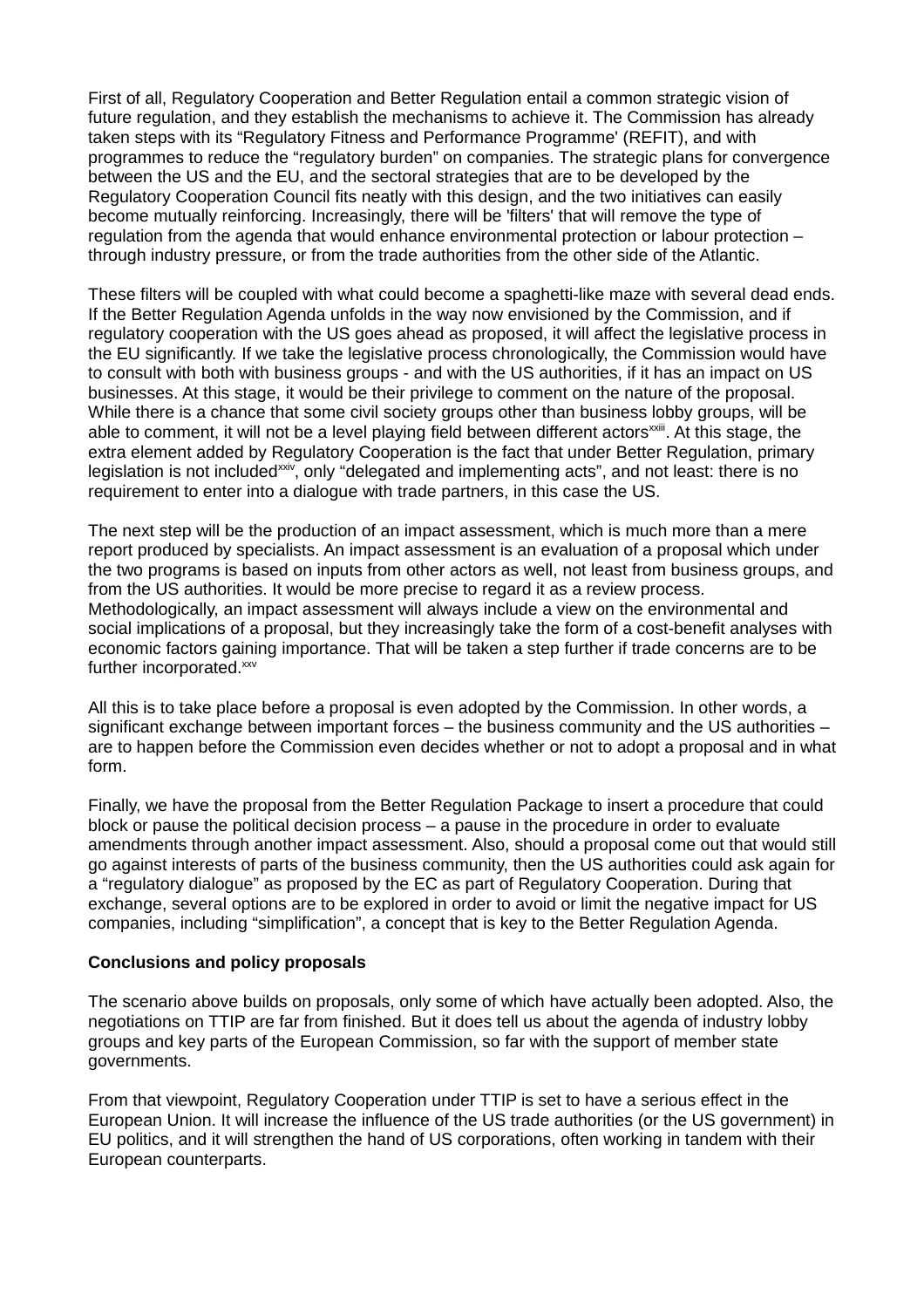First of all, Regulatory Cooperation and Better Regulation entail a common strategic vision of future regulation, and they establish the mechanisms to achieve it. The Commission has already taken steps with its "Regulatory Fitness and Performance Programme' (REFIT), and with programmes to reduce the "regulatory burden" on companies. The strategic plans for convergence between the US and the EU, and the sectoral strategies that are to be developed by the Regulatory Cooperation Council fits neatly with this design, and the two initiatives can easily become mutually reinforcing. Increasingly, there will be 'filters' that will remove the type of regulation from the agenda that would enhance environmental protection or labour protection – through industry pressure, or from the trade authorities from the other side of the Atlantic.

These filters will be coupled with what could become a spaghetti-like maze with several dead ends. If the Better Regulation Agenda unfolds in the way now envisioned by the Commission, and if regulatory cooperation with the US goes ahead as proposed, it will affect the legislative process in the EU significantly. If we take the legislative process chronologically, the Commission would have to consult with both with business groups - and with the US authorities, if it has an impact on US businesses. At this stage, it would be their privilege to comment on the nature of the proposal. While there is a chance that some civil society groups other than business lobby groups, will be able to comment, it will not be a level playing field between different actors[xxiii]. At this stage, the extra element added by Regulatory Cooperation is the fact that under Better Regulation, primary legislation is not included[xxiv], only "delegated and implementing acts", and not least: there is no requirement to enter into a dialogue with trade partners, in this case the US.

The next step will be the production of an impact assessment, which is much more than a mere report produced by specialists. An impact assessment is an evaluation of a proposal which under the two programs is based on inputs from other actors as well, not least from business groups, and from the US authorities. It would be more precise to regard it as a review process. Methodologically, an impact assessment will always include a view on the environmental and social implications of a proposal, but they increasingly take the form of a cost-benefit analyses with economic factors gaining importance. That will be taken a step further if trade concerns are to be further incorporated.[xxv]

All this is to take place before a proposal is even adopted by the Commission. In other words, a significant exchange between important forces – the business community and the US authorities – are to happen before the Commission even decides whether or not to adopt a proposal and in what form.

Finally, we have the proposal from the Better Regulation Package to insert a procedure that could block or pause the political decision process – a pause in the procedure in order to evaluate amendments through another impact assessment. Also, should a proposal come out that would still go against interests of parts of the business community, then the US authorities could ask again for a "regulatory dialogue" as proposed by the EC as part of Regulatory Cooperation. During that exchange, several options are to be explored in order to avoid or limit the negative impact for US companies, including "simplification", a concept that is key to the Better Regulation Agenda.

**Conclusions and policy proposals**

The scenario above builds on proposals, only some of which have actually been adopted. Also, the negotiations on TTIP are far from finished. But it does tell us about the agenda of industry lobby groups and key parts of the European Commission, so far with the support of member state governments.

From that viewpoint, Regulatory Cooperation under TTIP is set to have a serious effect in the European Union. It will increase the influence of the US trade authorities (or the US government) in EU politics, and it will strengthen the hand of US corporations, often working in tandem with their European counterparts.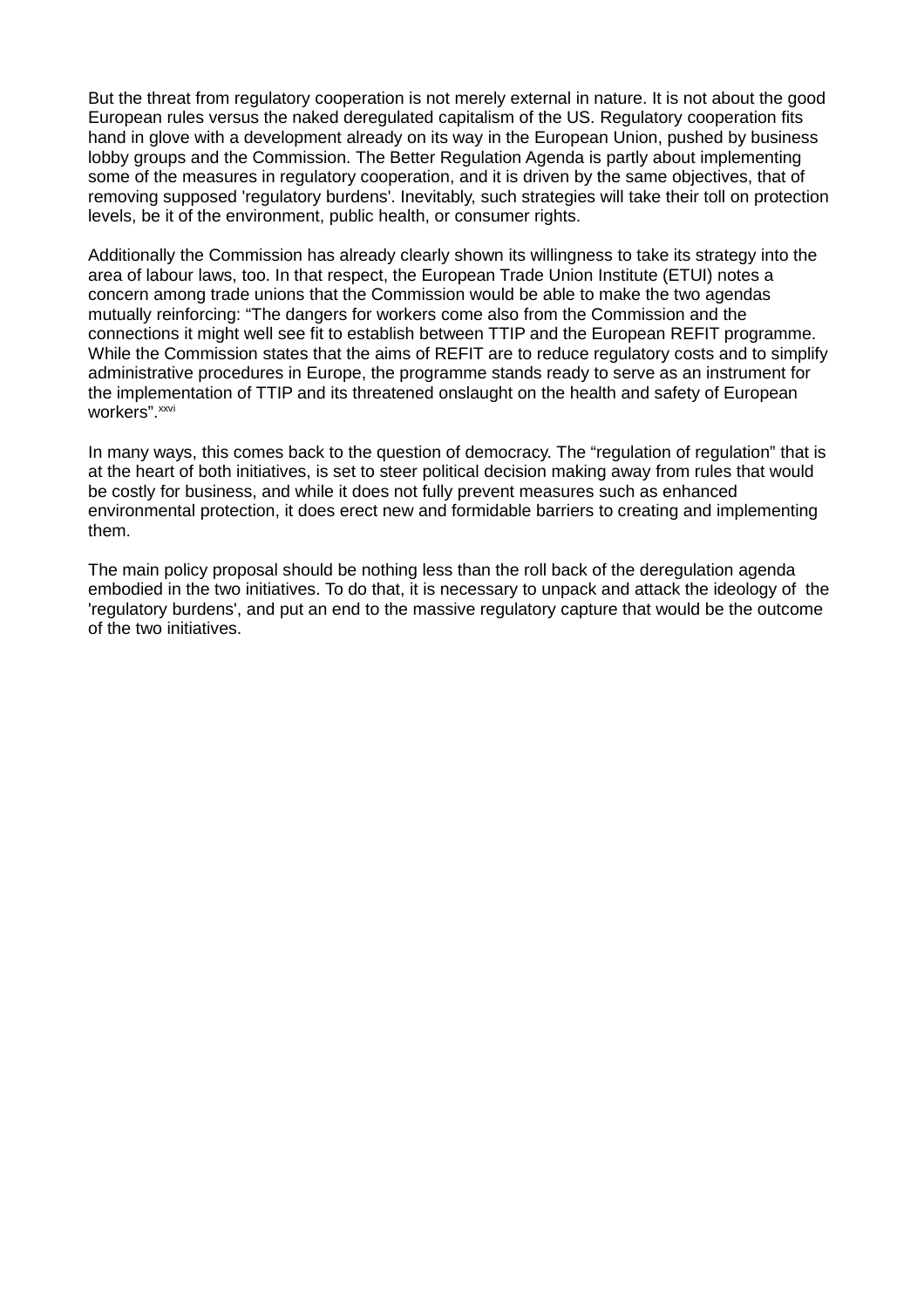But the threat from regulatory cooperation is not merely external in nature. It is not about the good European rules versus the naked deregulated capitalism of the US. Regulatory cooperation fits hand in glove with a development already on its way in the European Union, pushed by business lobby groups and the Commission. The Better Regulation Agenda is partly about implementing some of the measures in regulatory cooperation, and it is driven by the same objectives, that of removing supposed 'regulatory burdens'. Inevitably, such strategies will take their toll on protection levels, be it of the environment, public health, or consumer rights.

Additionally the Commission has already clearly shown its willingness to take its strategy into the area of labour laws, too. In that respect, the European Trade Union Institute (ETUI) notes a concern among trade unions that the Commission would be able to make the two agendas mutually reinforcing: "The dangers for workers come also from the Commission and the connections it might well see fit to establish between TTIP and the European REFIT programme. While the Commission states that the aims of REFIT are to reduce regulatory costs and to simplify administrative procedures in Europe, the programme stands ready to serve as an instrument for the implementation of TTIP and its threatened onslaught on the health and safety of European workers".[xxvi]

In many ways, this comes back to the question of democracy. The "regulation of regulation" that is at the heart of both initiatives, is set to steer political decision making away from rules that would be costly for business, and while it does not fully prevent measures such as enhanced environmental protection, it does erect new and formidable barriers to creating and implementing them.

The main policy proposal should be nothing less than the roll back of the deregulation agenda embodied in the two initiatives. To do that, it is necessary to unpack and attack the ideology of the 'regulatory burdens', and put an end to the massive regulatory capture that would be the outcome of the two initiatives.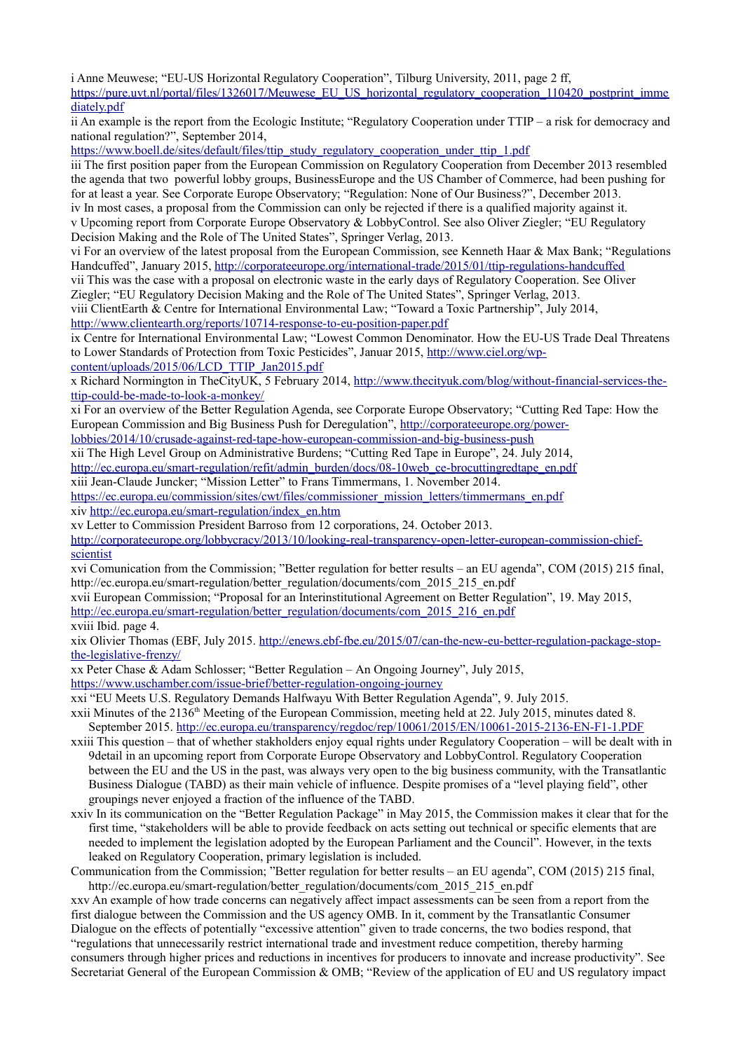i Anne Meuwese; "EU-US Horizontal Regulatory Cooperation", Tilburg University, 2011, page 2 ff, https://pure.uvt.nl/portal/files/1326017/Meuwese_EU_US_horizontal_regulatory_cooperation_110420_postprint_immediately.pdf

ii An example is the report from the Ecologic Institute; "Regulatory Cooperation under TTIP – a risk for democracy and national regulation?", September 2014, https://www.boell.de/sites/default/files/ttip_study_regulatory_cooperation_under_ttip_1.pdf

iii The first position paper from the European Commission on Regulatory Cooperation from December 2013 resembled the agenda that two powerful lobby groups, BusinessEurope and the US Chamber of Commerce, had been pushing for for at least a year. See Corporate Europe Observatory; "Regulation: None of Our Business?", December 2013.

iv In most cases, a proposal from the Commission can only be rejected if there is a qualified majority against it.

v Upcoming report from Corporate Europe Observatory & LobbyControl. See also Oliver Ziegler; "EU Regulatory Decision Making and the Role of The United States", Springer Verlag, 2013.

vi For an overview of the latest proposal from the European Commission, see Kenneth Haar & Max Bank; "Regulations Handcuffed", January 2015, http://corporateeurope.org/international-trade/2015/01/ttip-regulations-handcuffed

vii This was the case with a proposal on electronic waste in the early days of Regulatory Cooperation. See Oliver Ziegler; "EU Regulatory Decision Making and the Role of The United States", Springer Verlag, 2013.

viii ClientEarth & Centre for International Environmental Law; "Toward a Toxic Partnership", July 2014, http://www.clientearth.org/reports/10714-response-to-eu-position-paper.pdf

ix Centre for International Environmental Law; "Lowest Common Denominator. How the EU-US Trade Deal Threatens to Lower Standards of Protection from Toxic Pesticides", Januar 2015, http://www.ciel.org/wp-content/uploads/2015/06/LCD_TTIP_Jan2015.pdf

x Richard Normington in TheCityUK, 5 February 2014, http://www.thecityuk.com/blog/without-financial-services-the-ttip-could-be-made-to-look-a-monkey/

xi For an overview of the Better Regulation Agenda, see Corporate Europe Observatory; "Cutting Red Tape: How the European Commission and Big Business Push for Deregulation", http://corporateeurope.org/power-lobbies/2014/10/crusade-against-red-tape-how-european-commission-and-big-business-push

xii The High Level Group on Administrative Burdens; "Cutting Red Tape in Europe", 24. July 2014, http://ec.europa.eu/smart-regulation/refit/admin_burden/docs/08-10web_ce-brocuttingredtape_en.pdf

xiii Jean-Claude Juncker; "Mission Letter" to Frans Timmermans, 1. November 2014. https://ec.europa.eu/commission/sites/cwt/files/commissioner_mission_letters/timmermans_en.pdf

xiv http://ec.europa.eu/smart-regulation/index_en.htm

xv Letter to Commission President Barroso from 12 corporations, 24. October 2013. http://corporateeurope.org/lobbycracy/2013/10/looking-real-transparency-open-letter-european-commission-chief-scientist

xvi Comunication from the Commission; "Better regulation for better results – an EU agenda", COM (2015) 215 final, http://ec.europa.eu/smart-regulation/better_regulation/documents/com_2015_215_en.pdf

xvii European Commission; "Proposal for an Interinstitutional Agreement on Better Regulation", 19. May 2015, http://ec.europa.eu/smart-regulation/better_regulation/documents/com_2015_216_en.pdf

xviii Ibid. page 4.

xix Olivier Thomas (EBF, July 2015. http://enews.ebf-fbe.eu/2015/07/can-the-new-eu-better-regulation-package-stop-the-legislative-frenzy/

xx Peter Chase & Adam Schlosser; "Better Regulation – An Ongoing Journey", July 2015, https://www.uschamber.com/issue-brief/better-regulation-ongoing-journey

xxi "EU Meets U.S. Regulatory Demands Halfwayu With Better Regulation Agenda", 9. July 2015.

xxii Minutes of the 2136th Meeting of the European Commission, meeting held at 22. July 2015, minutes dated 8. September 2015. http://ec.europa.eu/transparency/regdoc/rep/10061/2015/EN/10061-2015-2136-EN-F1-1.PDF

xxiii This question – that of whether stakholders enjoy equal rights under Regulatory Cooperation – will be dealt with in 9detail in an upcoming report from Corporate Europe Observatory and LobbyControl. Regulatory Cooperation between the EU and the US in the past, was always very open to the big business community, with the Transatlantic Business Dialogue (TABD) as their main vehicle of influence. Despite promises of a "level playing field", other groupings never enjoyed a fraction of the influence of the TABD.

xxiv In its communication on the "Better Regulation Package" in May 2015, the Commission makes it clear that for the first time, "stakeholders will be able to provide feedback on acts setting out technical or specific elements that are needed to implement the legislation adopted by the European Parliament and the Council". However, in the texts leaked on Regulatory Cooperation, primary legislation is included.

Communication from the Commission; "Better regulation for better results – an EU agenda", COM (2015) 215 final, http://ec.europa.eu/smart-regulation/better_regulation/documents/com_2015_215_en.pdf

xxv An example of how trade concerns can negatively affect impact assessments can be seen from a report from the first dialogue between the Commission and the US agency OMB. In it, comment by the Transatlantic Consumer Dialogue on the effects of potentially "excessive attention" given to trade concerns, the two bodies respond, that "regulations that unnecessarily restrict international trade and investment reduce competition, thereby harming consumers through higher prices and reductions in incentives for producers to innovate and increase productivity". See Secretariat General of the European Commission & OMB; "Review of the application of EU and US regulatory impact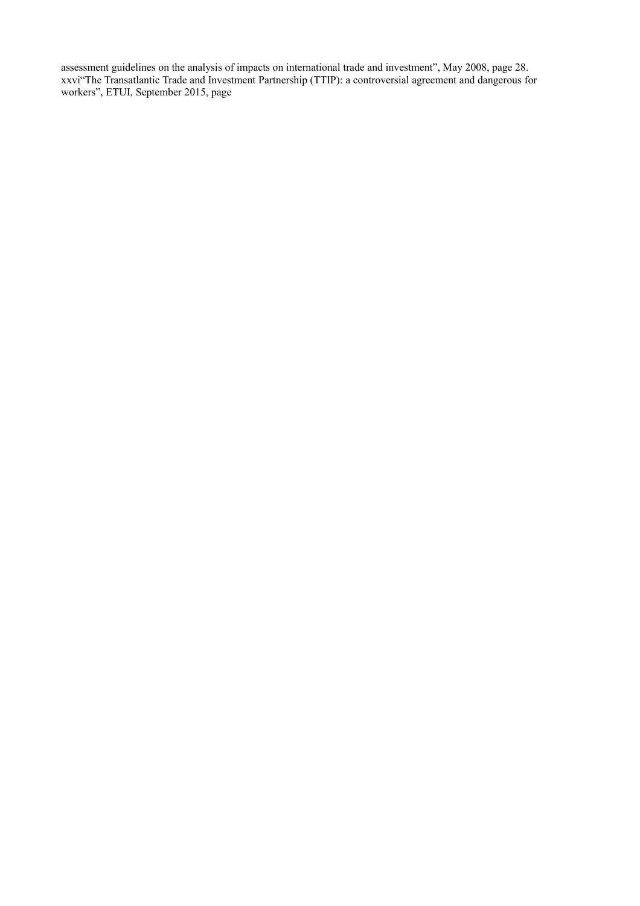assessment guidelines on the analysis of impacts on international trade and investment", May 2008, page 28.
xxvi"The Transatlantic Trade and Investment Partnership (TTIP): a controversial agreement and dangerous for workers", ETUI, September 2015, page